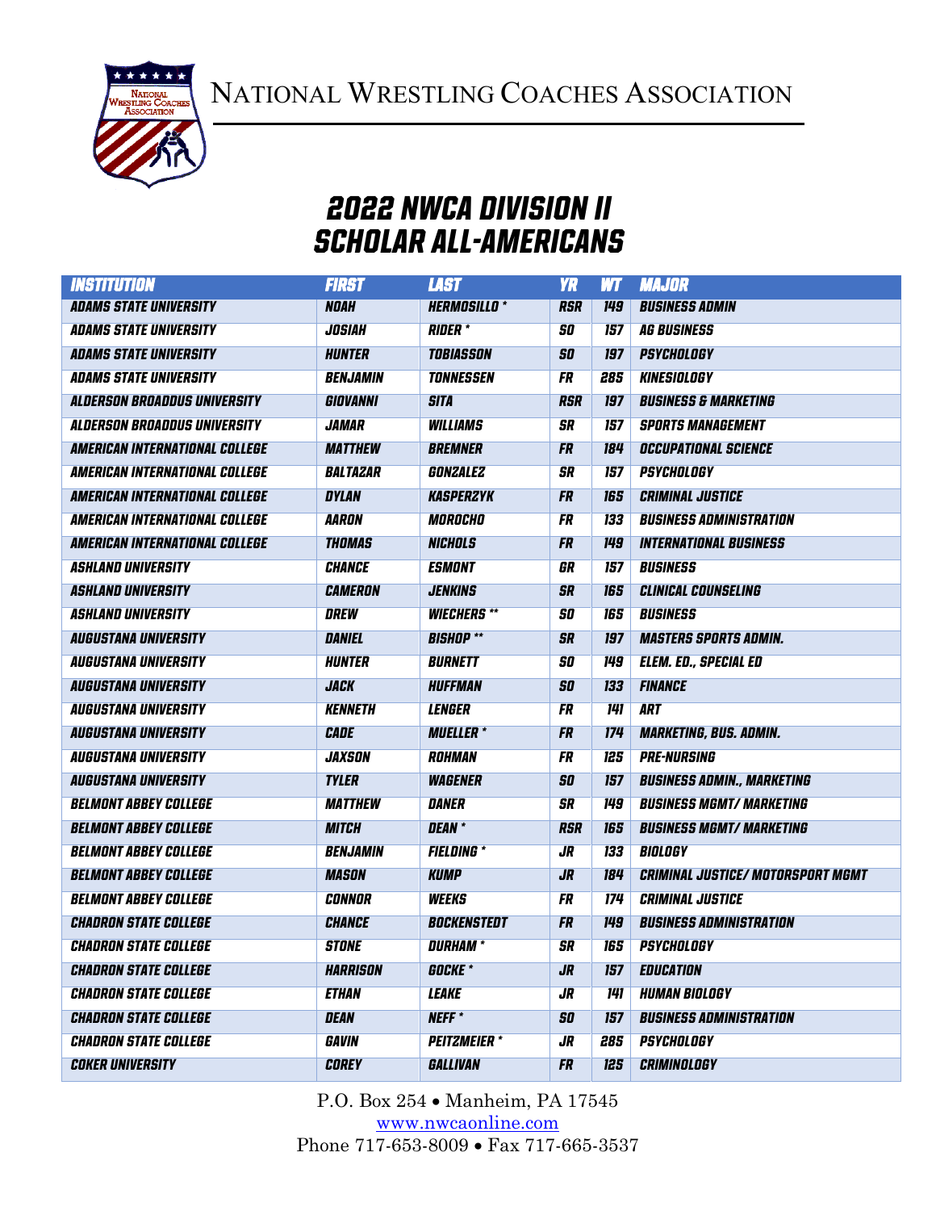NATIONAL WRESTLING COACHES ASSOCIATION

# 2022 NWCA DIVISION II SCHOLAR ALL-AMERICANS

| INSTITUTION | FIRST | LAST | YR | WT | MAJOR |
|---|---|---|---|---|---|
| ADAMS STATE UNIVERSITY | NOAH | HERMOSILLO * | RSR | 149 | BUSINESS ADMIN |
| ADAMS STATE UNIVERSITY | JOSIAH | RIDER * | SO | 157 | AG BUSINESS |
| ADAMS STATE UNIVERSITY | HUNTER | TOBIASSON | SO | 197 | PSYCHOLOGY |
| ADAMS STATE UNIVERSITY | BENJAMIN | TONNESSEN | FR | 285 | KINESIOLOGY |
| ALDERSON BROADDUS UNIVERSITY | GIOVANNI | SITA | RSR | 197 | BUSINESS & MARKETING |
| ALDERSON BROADDUS UNIVERSITY | JAMAR | WILLIAMS | SR | 157 | SPORTS MANAGEMENT |
| AMERICAN INTERNATIONAL COLLEGE | MATTHEW | BREMNER | FR | 184 | OCCUPATIONAL SCIENCE |
| AMERICAN INTERNATIONAL COLLEGE | BALTAZAR | GONZALEZ | SR | 157 | PSYCHOLOGY |
| AMERICAN INTERNATIONAL COLLEGE | DYLAN | KASPERZYK | FR | 165 | CRIMINAL JUSTICE |
| AMERICAN INTERNATIONAL COLLEGE | AARON | MOROCHO | FR | 133 | BUSINESS ADMINISTRATION |
| AMERICAN INTERNATIONAL COLLEGE | THOMAS | NICHOLS | FR | 149 | INTERNATIONAL BUSINESS |
| ASHLAND UNIVERSITY | CHANCE | ESMONT | GR | 157 | BUSINESS |
| ASHLAND UNIVERSITY | CAMERON | JENKINS | SR | 165 | CLINICAL COUNSELING |
| ASHLAND UNIVERSITY | DREW | WIECHERS ** | SO | 165 | BUSINESS |
| AUGUSTANA UNIVERSITY | DANIEL | BISHOP ** | SR | 197 | MASTERS SPORTS ADMIN. |
| AUGUSTANA UNIVERSITY | HUNTER | BURNETT | SO | 149 | ELEM. ED., SPECIAL ED |
| AUGUSTANA UNIVERSITY | JACK | HUFFMAN | SO | 133 | FINANCE |
| AUGUSTANA UNIVERSITY | KENNETH | LENGER | FR | 141 | ART |
| AUGUSTANA UNIVERSITY | CADE | MUELLER * | FR | 174 | MARKETING, BUS. ADMIN. |
| AUGUSTANA UNIVERSITY | JAXSON | ROHMAN | FR | 125 | PRE-NURSING |
| AUGUSTANA UNIVERSITY | TYLER | WAGENER | SO | 157 | BUSINESS ADMIN., MARKETING |
| BELMONT ABBEY COLLEGE | MATTHEW | DANER | SR | 149 | BUSINESS MGMT/ MARKETING |
| BELMONT ABBEY COLLEGE | MITCH | DEAN * | RSR | 165 | BUSINESS MGMT/ MARKETING |
| BELMONT ABBEY COLLEGE | BENJAMIN | FIELDING * | JR | 133 | BIOLOGY |
| BELMONT ABBEY COLLEGE | MASON | KUMP | JR | 184 | CRIMINAL JUSTICE/ MOTORSPORT MGMT |
| BELMONT ABBEY COLLEGE | CONNOR | WEEKS | FR | 174 | CRIMINAL JUSTICE |
| CHADRON STATE COLLEGE | CHANCE | BOCKENSTEDT | FR | 149 | BUSINESS ADMINISTRATION |
| CHADRON STATE COLLEGE | STONE | DURHAM * | SR | 165 | PSYCHOLOGY |
| CHADRON STATE COLLEGE | HARRISON | GOCKE * | JR | 157 | EDUCATION |
| CHADRON STATE COLLEGE | ETHAN | LEAKE | JR | 141 | HUMAN BIOLOGY |
| CHADRON STATE COLLEGE | DEAN | NEFF * | SO | 157 | BUSINESS ADMINISTRATION |
| CHADRON STATE COLLEGE | GAVIN | PEITZMEIER * | JR | 285 | PSYCHOLOGY |
| COKER UNIVERSITY | COREY | GALLIVAN | FR | 125 | CRIMINOLOGY |

P.O. Box 254 • Manheim, PA 17545
www.nwcaonline.com
Phone 717-653-8009 • Fax 717-665-3537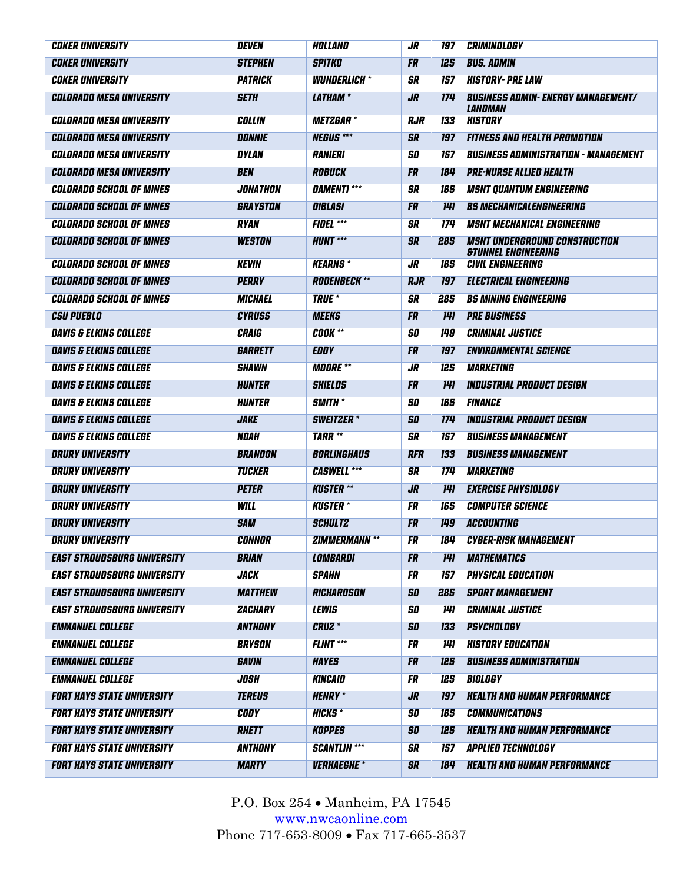| COKER UNIVERSITY | DEVEN | HOLLAND | JR | 197 | CRIMINOLOGY |
|---|---|---|---|---|---|
| COKER UNIVERSITY | STEPHEN | SPITKO | FR | 125 | BUS. ADMIN |
| COKER UNIVERSITY | PATRICK | WUNDERLICH * | SR | 157 | HISTORY- PRE LAW |
| COLORADO MESA UNIVERSITY | SETH | LATHAM * | JR | 174 | BUSINESS ADMIN- ENERGY MANAGEMENT/ LANDMAN |
| COLORADO MESA UNIVERSITY | COLLIN | METZGAR * | RJR | 133 | HISTORY |
| COLORADO MESA UNIVERSITY | DONNIE | NEGUS *** | SR | 197 | FITNESS AND HEALTH PROMOTION |
| COLORADO MESA UNIVERSITY | DYLAN | RANIERI | SO | 157 | BUSINESS ADMINISTRATION - MANAGEMENT |
| COLORADO MESA UNIVERSITY | BEN | ROBUCK | FR | 184 | PRE-NURSE ALLIED HEALTH |
| COLORADO SCHOOL OF MINES | JONATHON | DAMENTI *** | SR | 165 | MSNT QUANTUM ENGINEERING |
| COLORADO SCHOOL OF MINES | GRAYSTON | DIBLASI | FR | 141 | BS MECHANICALENGINEERING |
| COLORADO SCHOOL OF MINES | RYAN | FIDEL *** | SR | 174 | MSNT MECHANICAL ENGINEERING |
| COLORADO SCHOOL OF MINES | WESTON | HUNT *** | SR | 285 | MSNT UNDERGROUND CONSTRUCTION &TUNNEL ENGINEERING |
| COLORADO SCHOOL OF MINES | KEVIN | KEARNS * | JR | 165 | CIVIL ENGINEERING |
| COLORADO SCHOOL OF MINES | PERRY | RODENBECK ** | RJR | 197 | ELECTRICAL ENGINEERING |
| COLORADO SCHOOL OF MINES | MICHAEL | TRUE * | SR | 285 | BS MINING ENGINEERING |
| CSU PUEBLO | CYRUSS | MEEKS | FR | 141 | PRE BUSINESS |
| DAVIS & ELKINS COLLEGE | CRAIG | COOK ** | SO | 149 | CRIMINAL JUSTICE |
| DAVIS & ELKINS COLLEGE | GARRETT | EDDY | FR | 197 | ENVIRONMENTAL SCIENCE |
| DAVIS & ELKINS COLLEGE | SHAWN | MOORE ** | JR | 125 | MARKETING |
| DAVIS & ELKINS COLLEGE | HUNTER | SHIELDS | FR | 141 | INDUSTRIAL PRODUCT DESIGN |
| DAVIS & ELKINS COLLEGE | HUNTER | SMITH * | SO | 165 | FINANCE |
| DAVIS & ELKINS COLLEGE | JAKE | SWEITZER * | SO | 174 | INDUSTRIAL PRODUCT DESIGN |
| DAVIS & ELKINS COLLEGE | NOAH | TARR ** | SR | 157 | BUSINESS MANAGEMENT |
| DRURY UNIVERSITY | BRANDON | BORLINGHAUS | RFR | 133 | BUSINESS MANAGEMENT |
| DRURY UNIVERSITY | TUCKER | CASWELL *** | SR | 174 | MARKETING |
| DRURY UNIVERSITY | PETER | KUSTER ** | JR | 141 | EXERCISE PHYSIOLOGY |
| DRURY UNIVERSITY | WILL | KUSTER * | FR | 165 | COMPUTER SCIENCE |
| DRURY UNIVERSITY | SAM | SCHULTZ | FR | 149 | ACCOUNTING |
| DRURY UNIVERSITY | CONNOR | ZIMMERMANN ** | FR | 184 | CYBER-RISK MANAGEMENT |
| EAST STROUDSBURG UNIVERSITY | BRIAN | LOMBARDI | FR | 141 | MATHEMATICS |
| EAST STROUDSBURG UNIVERSITY | JACK | SPAHN | FR | 157 | PHYSICAL EDUCATION |
| EAST STROUDSBURG UNIVERSITY | MATTHEW | RICHARDSON | SO | 285 | SPORT MANAGEMENT |
| EAST STROUDSBURG UNIVERSITY | ZACHARY | LEWIS | SO | 141 | CRIMINAL JUSTICE |
| EMMANUEL COLLEGE | ANTHONY | CRUZ * | SO | 133 | PSYCHOLOGY |
| EMMANUEL COLLEGE | BRYSON | FLINT *** | FR | 141 | HISTORY EDUCATION |
| EMMANUEL COLLEGE | GAVIN | HAYES | FR | 125 | BUSINESS ADMINISTRATION |
| EMMANUEL COLLEGE | JOSH | KINCAID | FR | 125 | BIOLOGY |
| FORT HAYS STATE UNIVERSITY | TEREUS | HENRY * | JR | 197 | HEALTH AND HUMAN PERFORMANCE |
| FORT HAYS STATE UNIVERSITY | CODY | HICKS * | SO | 165 | COMMUNICATIONS |
| FORT HAYS STATE UNIVERSITY | RHETT | KOPPES | SO | 125 | HEALTH AND HUMAN PERFORMANCE |
| FORT HAYS STATE UNIVERSITY | ANTHONY | SCANTLIN *** | SR | 157 | APPLIED TECHNOLOGY |
| FORT HAYS STATE UNIVERSITY | MARTY | VERHAEGHE * | SR | 184 | HEALTH AND HUMAN PERFORMANCE |

P.O. Box 254 • Manheim, PA 17545
www.nwcaonline.com
Phone 717-653-8009 • Fax 717-665-3537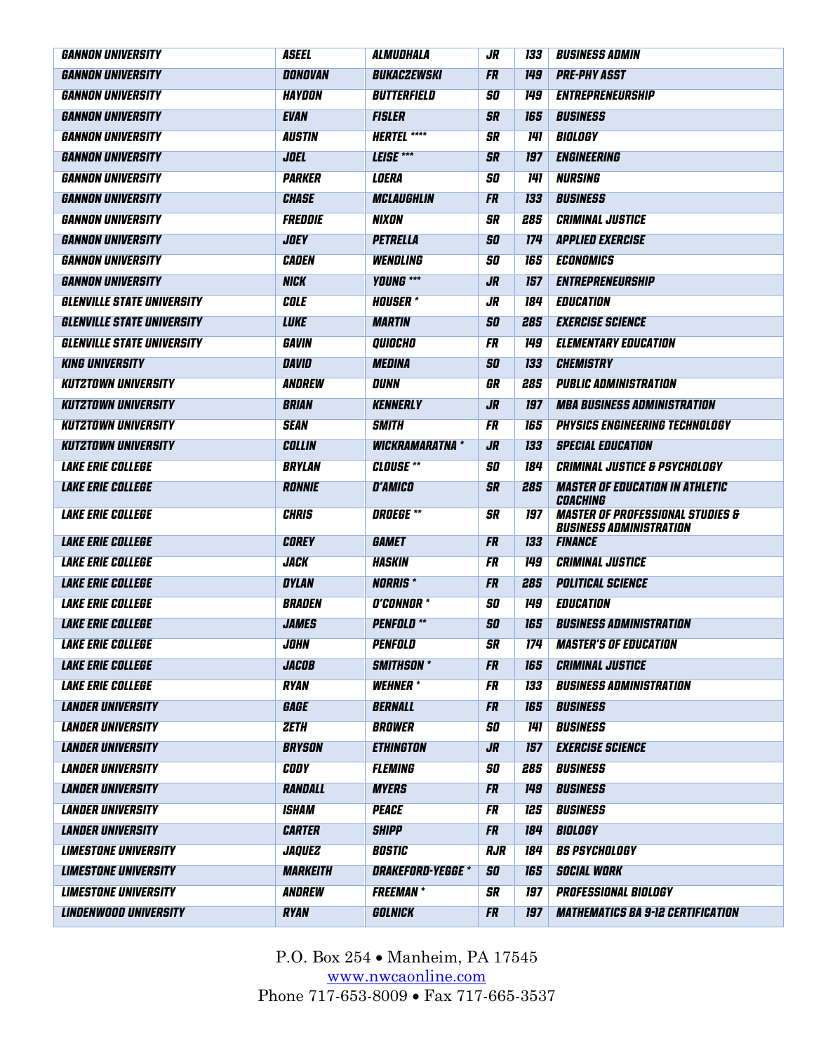| GANNON UNIVERSITY | ASEEL | ALMUDHALA | JR | 133 | BUSINESS ADMIN |
|---|---|---|---|---|---|
| GANNON UNIVERSITY | DONOVAN | BUKACZEWSKI | FR | 149 | PRE-PHY ASST |
| GANNON UNIVERSITY | HAYDON | BUTTERFIELD | SO | 149 | ENTREPRENEURSHIP |
| GANNON UNIVERSITY | EVAN | FISLER | SR | 165 | BUSINESS |
| GANNON UNIVERSITY | AUSTIN | HERTEL **** | SR | 141 | BIOLOGY |
| GANNON UNIVERSITY | JOEL | LEISE *** | SR | 197 | ENGINEERING |
| GANNON UNIVERSITY | PARKER | LOERA | SO | 141 | NURSING |
| GANNON UNIVERSITY | CHASE | MCLAUGHLIN | FR | 133 | BUSINESS |
| GANNON UNIVERSITY | FREDDIE | NIXON | SR | 285 | CRIMINAL JUSTICE |
| GANNON UNIVERSITY | JOEY | PETRELLA | SO | 174 | APPLIED EXERCISE |
| GANNON UNIVERSITY | CADEN | WENDLING | SO | 165 | ECONOMICS |
| GANNON UNIVERSITY | NICK | YOUNG *** | JR | 157 | ENTREPRENEURSHIP |
| GLENVILLE STATE UNIVERSITY | COLE | HOUSER * | JR | 184 | EDUCATION |
| GLENVILLE STATE UNIVERSITY | LUKE | MARTIN | SO | 285 | EXERCISE SCIENCE |
| GLENVILLE STATE UNIVERSITY | GAVIN | QUIOCHO | FR | 149 | ELEMENTARY EDUCATION |
| KING UNIVERSITY | DAVID | MEDINA | SO | 133 | CHEMISTRY |
| KUTZTOWN UNIVERSITY | ANDREW | DUNN | GR | 285 | PUBLIC ADMINISTRATION |
| KUTZTOWN UNIVERSITY | BRIAN | KENNERLY | JR | 197 | MBA BUSINESS ADMINISTRATION |
| KUTZTOWN UNIVERSITY | SEAN | SMITH | FR | 165 | PHYSICS ENGINEERING TECHNOLOGY |
| KUTZTOWN UNIVERSITY | COLLIN | WICKRAMARATNA * | JR | 133 | SPECIAL EDUCATION |
| LAKE ERIE COLLEGE | BRYLAN | CLOUSE ** | SO | 184 | CRIMINAL JUSTICE & PSYCHOLOGY |
| LAKE ERIE COLLEGE | RONNIE | D'AMICO | SR | 285 | MASTER OF EDUCATION IN ATHLETIC COACHING |
| LAKE ERIE COLLEGE | CHRIS | DROEGE ** | SR | 197 | MASTER OF PROFESSIONAL STUDIES & BUSINESS ADMINISTRATION |
| LAKE ERIE COLLEGE | COREY | GAMET | FR | 133 | FINANCE |
| LAKE ERIE COLLEGE | JACK | HASKIN | FR | 149 | CRIMINAL JUSTICE |
| LAKE ERIE COLLEGE | DYLAN | NORRIS * | FR | 285 | POLITICAL SCIENCE |
| LAKE ERIE COLLEGE | BRADEN | O'CONNOR * | SO | 149 | EDUCATION |
| LAKE ERIE COLLEGE | JAMES | PENFOLD ** | SO | 165 | BUSINESS ADMINISTRATION |
| LAKE ERIE COLLEGE | JOHN | PENFOLD | SR | 174 | MASTER'S OF EDUCATION |
| LAKE ERIE COLLEGE | JACOB | SMITHSON * | FR | 165 | CRIMINAL JUSTICE |
| LAKE ERIE COLLEGE | RYAN | WEHNER * | FR | 133 | BUSINESS ADMINISTRATION |
| LANDER UNIVERSITY | GAGE | BERNALL | FR | 165 | BUSINESS |
| LANDER UNIVERSITY | ZETH | BROWER | SO | 141 | BUSINESS |
| LANDER UNIVERSITY | BRYSON | ETHINGTON | JR | 157 | EXERCISE SCIENCE |
| LANDER UNIVERSITY | CODY | FLEMING | SO | 285 | BUSINESS |
| LANDER UNIVERSITY | RANDALL | MYERS | FR | 149 | BUSINESS |
| LANDER UNIVERSITY | ISHAM | PEACE | FR | 125 | BUSINESS |
| LANDER UNIVERSITY | CARTER | SHIPP | FR | 184 | BIOLOGY |
| LIMESTONE UNIVERSITY | JAQUEZ | BOSTIC | RJR | 184 | BS PSYCHOLOGY |
| LIMESTONE UNIVERSITY | MARKEITH | DRAKEFORD-YEGGE * | SO | 165 | SOCIAL WORK |
| LIMESTONE UNIVERSITY | ANDREW | FREEMAN * | SR | 197 | PROFESSIONAL BIOLOGY |
| LINDENWOOD UNIVERSITY | RYAN | GOLNICK | FR | 197 | MATHEMATICS BA 9-12 CERTIFICATION |

P.O. Box 254 • Manheim, PA 17545
www.nwcaonline.com
Phone 717-653-8009 • Fax 717-665-3537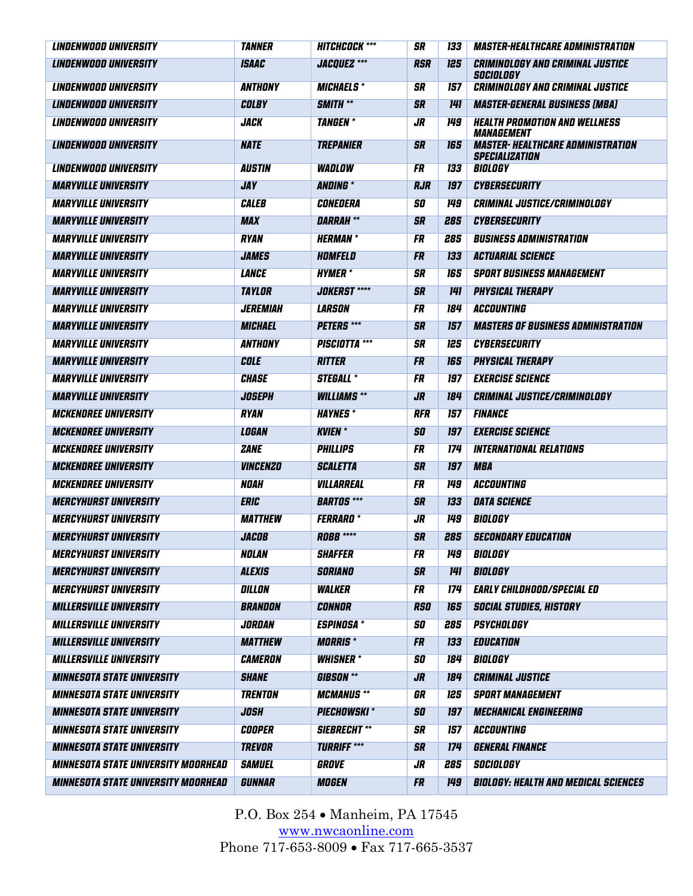| | | | | | |
|---|---|---|---|---|---|
| LINDENWOOD UNIVERSITY | TANNER | HITCHCOCK *** | SR | 133 | MASTER-HEALTHCARE ADMINISTRATION |
| LINDENWOOD UNIVERSITY | ISAAC | JACQUEZ *** | RSR | 125 | CRIMINOLOGY AND CRIMINAL JUSTICE SOCIOLOGY |
| LINDENWOOD UNIVERSITY | ANTHONY | MICHAELS * | SR | 157 | CRIMINOLOGY AND CRIMINAL JUSTICE |
| LINDENWOOD UNIVERSITY | COLBY | SMITH ** | SR | 141 | MASTER-GENERAL BUSINESS (MBA) |
| LINDENWOOD UNIVERSITY | JACK | TANGEN * | JR | 149 | HEALTH PROMOTION AND WELLNESS MANAGEMENT |
| LINDENWOOD UNIVERSITY | NATE | TREPANIER | SR | 165 | MASTER- HEALTHCARE ADMINISTRATION SPECIALIZATION |
| LINDENWOOD UNIVERSITY | AUSTIN | WADLOW | FR | 133 | BIOLOGY |
| MARYVILLE UNIVERSITY | JAY | ANDING * | RJR | 197 | CYBERSECURITY |
| MARYVILLE UNIVERSITY | CALEB | CONEDERA | SO | 149 | CRIMINAL JUSTICE/CRIMINOLOGY |
| MARYVILLE UNIVERSITY | MAX | DARRAH ** | SR | 285 | CYBERSECURITY |
| MARYVILLE UNIVERSITY | RYAN | HERMAN * | FR | 285 | BUSINESS ADMINISTRATION |
| MARYVILLE UNIVERSITY | JAMES | HOMFELD | FR | 133 | ACTUARIAL SCIENCE |
| MARYVILLE UNIVERSITY | LANCE | HYMER * | SR | 165 | SPORT BUSINESS MANAGEMENT |
| MARYVILLE UNIVERSITY | TAYLOR | JOKERST **** | SR | 141 | PHYSICAL THERAPY |
| MARYVILLE UNIVERSITY | JEREMIAH | LARSON | FR | 184 | ACCOUNTING |
| MARYVILLE UNIVERSITY | MICHAEL | PETERS *** | SR | 157 | MASTERS OF BUSINESS ADMINISTRATION |
| MARYVILLE UNIVERSITY | ANTHONY | PISCIOTTA *** | SR | 125 | CYBERSECURITY |
| MARYVILLE UNIVERSITY | COLE | RITTER | FR | 165 | PHYSICAL THERAPY |
| MARYVILLE UNIVERSITY | CHASE | STEGALL * | FR | 197 | EXERCISE SCIENCE |
| MARYVILLE UNIVERSITY | JOSEPH | WILLIAMS ** | JR | 184 | CRIMINAL JUSTICE/CRIMINOLOGY |
| MCKENDREE UNIVERSITY | RYAN | HAYNES * | RFR | 157 | FINANCE |
| MCKENDREE UNIVERSITY | LOGAN | KVIEN * | SO | 197 | EXERCISE SCIENCE |
| MCKENDREE UNIVERSITY | ZANE | PHILLIPS | FR | 174 | INTERNATIONAL RELATIONS |
| MCKENDREE UNIVERSITY | VINCENZO | SCALETTA | SR | 197 | MBA |
| MCKENDREE UNIVERSITY | NOAH | VILLARREAL | FR | 149 | ACCOUNTING |
| MERCYHURST UNIVERSITY | ERIC | BARTOS *** | SR | 133 | DATA SCIENCE |
| MERCYHURST UNIVERSITY | MATTHEW | FERRARO * | JR | 149 | BIOLOGY |
| MERCYHURST UNIVERSITY | JACOB | ROBB **** | SR | 285 | SECONDARY EDUCATION |
| MERCYHURST UNIVERSITY | NOLAN | SHAFFER | FR | 149 | BIOLOGY |
| MERCYHURST UNIVERSITY | ALEXIS | SORIANO | SR | 141 | BIOLOGY |
| MERCYHURST UNIVERSITY | DILLON | WALKER | FR | 174 | EARLY CHILDHOOD/SPECIAL ED |
| MILLERSVILLE UNIVERSITY | BRANDON | CONNOR | RSO | 165 | SOCIAL STUDIES, HISTORY |
| MILLERSVILLE UNIVERSITY | JORDAN | ESPINOSA * | SO | 285 | PSYCHOLOGY |
| MILLERSVILLE UNIVERSITY | MATTHEW | MORRIS * | FR | 133 | EDUCATION |
| MILLERSVILLE UNIVERSITY | CAMERON | WHISNER * | SO | 184 | BIOLOGY |
| MINNESOTA STATE UNIVERSITY | SHANE | GIBSON ** | JR | 184 | CRIMINAL JUSTICE |
| MINNESOTA STATE UNIVERSITY | TRENTON | MCMANUS ** | GR | 125 | SPORT MANAGEMENT |
| MINNESOTA STATE UNIVERSITY | JOSH | PIECHOWSKI * | SO | 197 | MECHANICAL ENGINEERING |
| MINNESOTA STATE UNIVERSITY | COOPER | SIEBRECHT ** | SR | 157 | ACCOUNTING |
| MINNESOTA STATE UNIVERSITY | TREVOR | TURRIFF *** | SR | 174 | GENERAL FINANCE |
| MINNESOTA STATE UNIVERSITY MOORHEAD | SAMUEL | GROVE | JR | 285 | SOCIOLOGY |
| MINNESOTA STATE UNIVERSITY MOORHEAD | GUNNAR | MOGEN | FR | 149 | BIOLOGY: HEALTH AND MEDICAL SCIENCES |

P.O. Box 254 • Manheim, PA 17545
www.nwcaonline.com
Phone 717-653-8009 • Fax 717-665-3537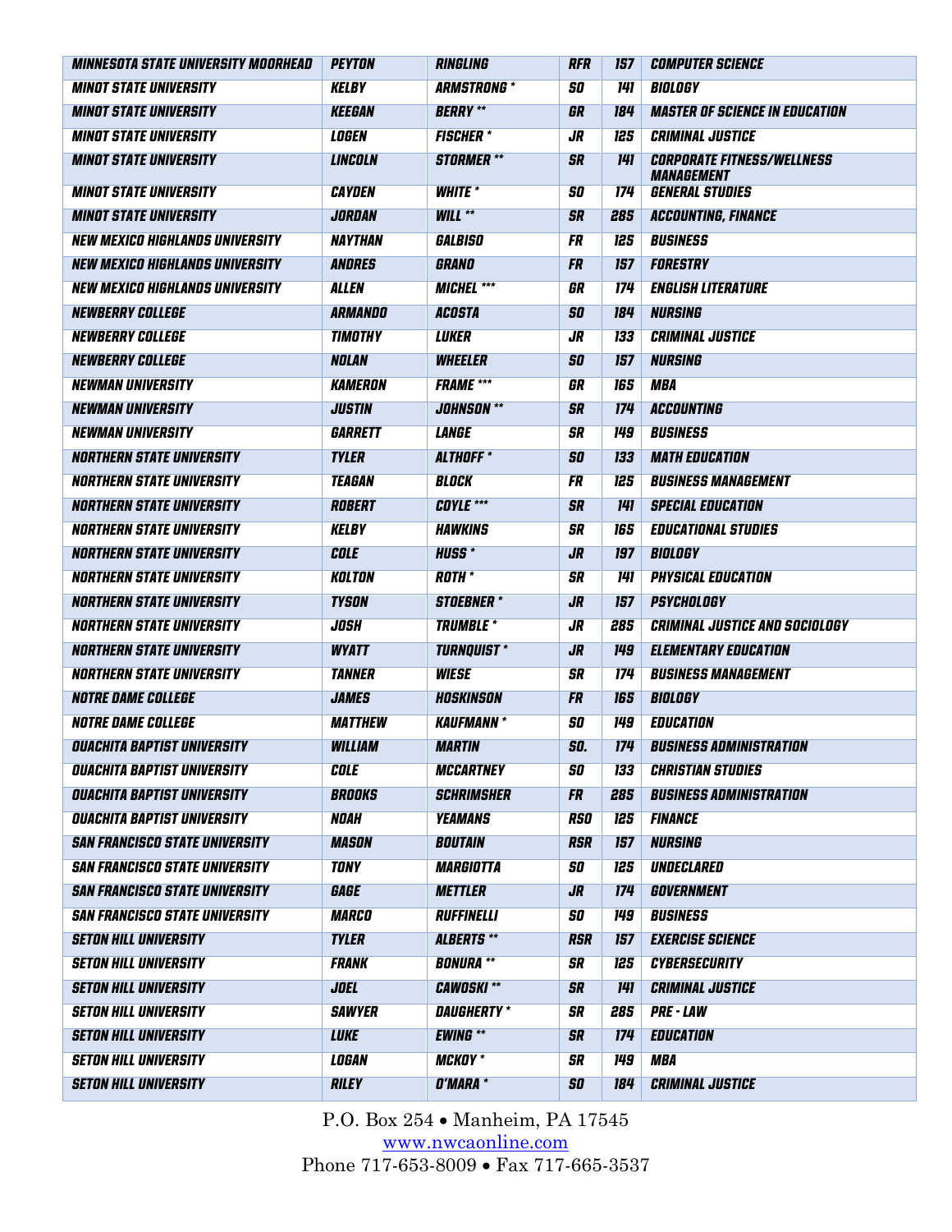| | | | | | |
|---|---|---|---|---|---|
| MINNESOTA STATE UNIVERSITY MOORHEAD | PEYTON | RINGLING | RFR | 157 | COMPUTER SCIENCE |
| MINOT STATE UNIVERSITY | KELBY | ARMSTRONG * | SO | 141 | BIOLOGY |
| MINOT STATE UNIVERSITY | KEEGAN | BERRY ** | GR | 184 | MASTER OF SCIENCE IN EDUCATION |
| MINOT STATE UNIVERSITY | LOGEN | FISCHER * | JR | 125 | CRIMINAL JUSTICE |
| MINOT STATE UNIVERSITY | LINCOLN | STORMER ** | SR | 141 | CORPORATE FITNESS/WELLNESS MANAGEMENT |
| MINOT STATE UNIVERSITY | CAYDEN | WHITE * | SO | 174 | GENERAL STUDIES |
| MINOT STATE UNIVERSITY | JORDAN | WILL ** | SR | 285 | ACCOUNTING, FINANCE |
| NEW MEXICO HIGHLANDS UNIVERSITY | NAYTHAN | GALBISO | FR | 125 | BUSINESS |
| NEW MEXICO HIGHLANDS UNIVERSITY | ANDRES | GRANO | FR | 157 | FORESTRY |
| NEW MEXICO HIGHLANDS UNIVERSITY | ALLEN | MICHEL *** | GR | 174 | ENGLISH LITERATURE |
| NEWBERRY COLLEGE | ARMANDO | ACOSTA | SO | 184 | NURSING |
| NEWBERRY COLLEGE | TIMOTHY | LUKER | JR | 133 | CRIMINAL JUSTICE |
| NEWBERRY COLLEGE | NOLAN | WHEELER | SO | 157 | NURSING |
| NEWMAN UNIVERSITY | KAMERON | FRAME *** | GR | 165 | MBA |
| NEWMAN UNIVERSITY | JUSTIN | JOHNSON ** | SR | 174 | ACCOUNTING |
| NEWMAN UNIVERSITY | GARRETT | LANGE | SR | 149 | BUSINESS |
| NORTHERN STATE UNIVERSITY | TYLER | ALTHOFF * | SO | 133 | MATH EDUCATION |
| NORTHERN STATE UNIVERSITY | TEAGAN | BLOCK | FR | 125 | BUSINESS MANAGEMENT |
| NORTHERN STATE UNIVERSITY | ROBERT | COYLE *** | SR | 141 | SPECIAL EDUCATION |
| NORTHERN STATE UNIVERSITY | KELBY | HAWKINS | SR | 165 | EDUCATIONAL STUDIES |
| NORTHERN STATE UNIVERSITY | COLE | HUSS * | JR | 197 | BIOLOGY |
| NORTHERN STATE UNIVERSITY | KOLTON | ROTH * | SR | 141 | PHYSICAL EDUCATION |
| NORTHERN STATE UNIVERSITY | TYSON | STOEBNER * | JR | 157 | PSYCHOLOGY |
| NORTHERN STATE UNIVERSITY | JOSH | TRUMBLE * | JR | 285 | CRIMINAL JUSTICE AND SOCIOLOGY |
| NORTHERN STATE UNIVERSITY | WYATT | TURNQUIST * | JR | 149 | ELEMENTARY EDUCATION |
| NORTHERN STATE UNIVERSITY | TANNER | WIESE | SR | 174 | BUSINESS MANAGEMENT |
| NOTRE DAME COLLEGE | JAMES | HOSKINSON | FR | 165 | BIOLOGY |
| NOTRE DAME COLLEGE | MATTHEW | KAUFMANN * | SO | 149 | EDUCATION |
| OUACHITA BAPTIST UNIVERSITY | WILLIAM | MARTIN | SO. | 174 | BUSINESS ADMINISTRATION |
| OUACHITA BAPTIST UNIVERSITY | COLE | MCCARTNEY | SO | 133 | CHRISTIAN STUDIES |
| OUACHITA BAPTIST UNIVERSITY | BROOKS | SCHRIMSHER | FR | 285 | BUSINESS ADMINISTRATION |
| OUACHITA BAPTIST UNIVERSITY | NOAH | YEAMANS | RSO | 125 | FINANCE |
| SAN FRANCISCO STATE UNIVERSITY | MASON | BOUTAIN | RSR | 157 | NURSING |
| SAN FRANCISCO STATE UNIVERSITY | TONY | MARGIOTTA | SO | 125 | UNDECLARED |
| SAN FRANCISCO STATE UNIVERSITY | GAGE | METTLER | JR | 174 | GOVERNMENT |
| SAN FRANCISCO STATE UNIVERSITY | MARCO | RUFFINELLI | SO | 149 | BUSINESS |
| SETON HILL UNIVERSITY | TYLER | ALBERTS ** | RSR | 157 | EXERCISE SCIENCE |
| SETON HILL UNIVERSITY | FRANK | BONURA ** | SR | 125 | CYBERSECURITY |
| SETON HILL UNIVERSITY | JOEL | CAWOSKI ** | SR | 141 | CRIMINAL JUSTICE |
| SETON HILL UNIVERSITY | SAWYER | DAUGHERTY * | SR | 285 | PRE - LAW |
| SETON HILL UNIVERSITY | LUKE | EWING ** | SR | 174 | EDUCATION |
| SETON HILL UNIVERSITY | LOGAN | MCKOY * | SR | 149 | MBA |
| SETON HILL UNIVERSITY | RILEY | O'MARA * | SO | 184 | CRIMINAL JUSTICE |

P.O. Box 254 • Manheim, PA 17545
www.nwcaonline.com
Phone 717-653-8009 • Fax 717-665-3537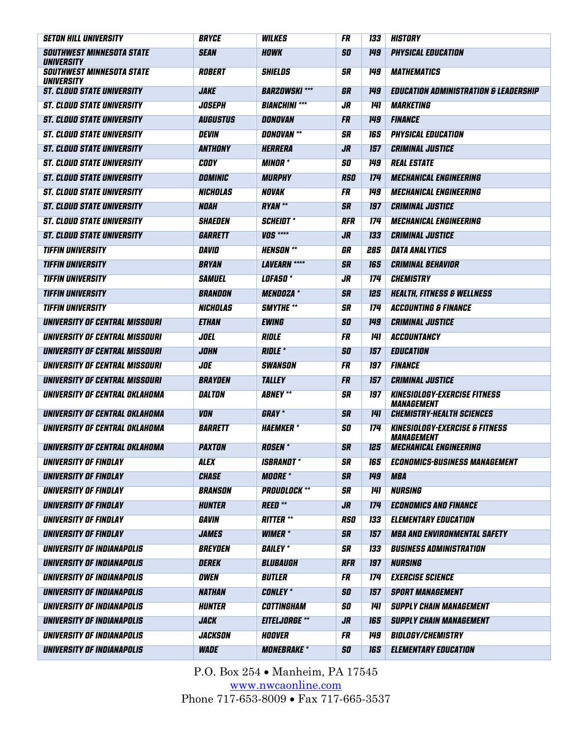| SETON HILL UNIVERSITY | BRYCE | WILKES | FR | 133 | HISTORY |
|---|---|---|---|---|---|
| SOUTHWEST MINNESOTA STATE UNIVERSITY | SEAN | HOWK | SO | 149 | PHYSICAL EDUCATION |
| SOUTHWEST MINNESOTA STATE UNIVERSITY | ROBERT | SHIELDS | SR | 149 | MATHEMATICS |
| ST. CLOUD STATE UNIVERSITY | JAKE | BARZOWSKI *** | GR | 149 | EDUCATION ADMINISTRATION & LEADERSHIP |
| ST. CLOUD STATE UNIVERSITY | JOSEPH | BIANCHINI *** | JR | 141 | MARKETING |
| ST. CLOUD STATE UNIVERSITY | AUGUSTUS | DONOVAN | FR | 149 | FINANCE |
| ST. CLOUD STATE UNIVERSITY | DEVIN | DONOVAN ** | SR | 165 | PHYSICAL EDUCATION |
| ST. CLOUD STATE UNIVERSITY | ANTHONY | HERRERA | JR | 157 | CRIMINAL JUSTICE |
| ST. CLOUD STATE UNIVERSITY | CODY | MINOR * | SO | 149 | REAL ESTATE |
| ST. CLOUD STATE UNIVERSITY | DOMINIC | MURPHY | RSO | 174 | MECHANICAL ENGINEERING |
| ST. CLOUD STATE UNIVERSITY | NICHOLAS | NOVAK | FR | 149 | MECHANICAL ENGINEERING |
| ST. CLOUD STATE UNIVERSITY | NOAH | RYAN ** | SR | 197 | CRIMINAL JUSTICE |
| ST. CLOUD STATE UNIVERSITY | SHAEDEN | SCHEIDT * | RFR | 174 | MECHANICAL ENGINEERING |
| ST. CLOUD STATE UNIVERSITY | GARRETT | VOS **** | JR | 133 | CRIMINAL JUSTICE |
| TIFFIN UNIVERSITY | DAVID | HENSON ** | GR | 285 | DATA ANALYTICS |
| TIFFIN UNIVERSITY | BRYAN | LAVEARN **** | SR | 165 | CRIMINAL BEHAVIOR |
| TIFFIN UNIVERSITY | SAMUEL | LOFASO * | JR | 174 | CHEMISTRY |
| TIFFIN UNIVERSITY | BRANDON | MENDOZA * | SR | 125 | HEALTH, FITNESS & WELLNESS |
| TIFFIN UNIVERSITY | NICHOLAS | SMYTHE ** | SR | 174 | ACCOUNTING & FINANCE |
| UNIVERSITY OF CENTRAL MISSOURI | ETHAN | EWING | SO | 149 | CRIMINAL JUSTICE |
| UNIVERSITY OF CENTRAL MISSOURI | JOEL | RIDLE | FR | 141 | ACCOUNTANCY |
| UNIVERSITY OF CENTRAL MISSOURI | JOHN | RIDLE * | SO | 157 | EDUCATION |
| UNIVERSITY OF CENTRAL MISSOURI | JOE | SWANSON | FR | 197 | FINANCE |
| UNIVERSITY OF CENTRAL MISSOURI | BRAYDEN | TALLEY | FR | 157 | CRIMINAL JUSTICE |
| UNIVERSITY OF CENTRAL OKLAHOMA | DALTON | ABNEY ** | SR | 197 | KINESIOLOGY-EXERCISE FITNESS MANAGEMENT |
| UNIVERSITY OF CENTRAL OKLAHOMA | VON | GRAY * | SR | 141 | CHEMISTRY-HEALTH SCIENCES |
| UNIVERSITY OF CENTRAL OKLAHOMA | BARRETT | HAEMKER * | SO | 174 | KINESIOLOGY-EXERCISE & FITNESS MANAGEMENT |
| UNIVERSITY OF CENTRAL OKLAHOMA | PAXTON | ROSEN * | SR | 125 | MECHANICAL ENGINEERING |
| UNIVERSITY OF FINDLAY | ALEX | ISBRANDT * | SR | 165 | ECONOMICS-BUSINESS MANAGEMENT |
| UNIVERSITY OF FINDLAY | CHASE | MOORE * | SR | 149 | MBA |
| UNIVERSITY OF FINDLAY | BRANSON | PROUDLOCK ** | SR | 141 | NURSING |
| UNIVERSITY OF FINDLAY | HUNTER | REED ** | JR | 174 | ECONOMICS AND FINANCE |
| UNIVERSITY OF FINDLAY | GAVIN | RITTER ** | RSO | 133 | ELEMENTARY EDUCATION |
| UNIVERSITY OF FINDLAY | JAMES | WIMER * | SR | 157 | MBA AND ENVIRONMENTAL SAFETY |
| UNIVERSITY OF INDIANAPOLIS | BREYDEN | BAILEY * | SR | 133 | BUSINESS ADMINISTRATION |
| UNIVERSITY OF INDIANAPOLIS | DEREK | BLUBAUGH | RFR | 197 | NURSING |
| UNIVERSITY OF INDIANAPOLIS | OWEN | BUTLER | FR | 174 | EXERCISE SCIENCE |
| UNIVERSITY OF INDIANAPOLIS | NATHAN | CONLEY * | SO | 157 | SPORT MANAGEMENT |
| UNIVERSITY OF INDIANAPOLIS | HUNTER | COTTINGHAM | SO | 141 | SUPPLY CHAIN MANAGEMENT |
| UNIVERSITY OF INDIANAPOLIS | JACK | EITELJORGE ** | JR | 165 | SUPPLY CHAIN MANAGEMENT |
| UNIVERSITY OF INDIANAPOLIS | JACKSON | HOOVER | FR | 149 | BIOLOGY/CHEMISTRY |
| UNIVERSITY OF INDIANAPOLIS | WADE | MONEBRAKE * | SO | 165 | ELEMENTARY EDUCATION |

P.O. Box 254 • Manheim, PA 17545
www.nwcaonline.com
Phone 717-653-8009 • Fax 717-665-3537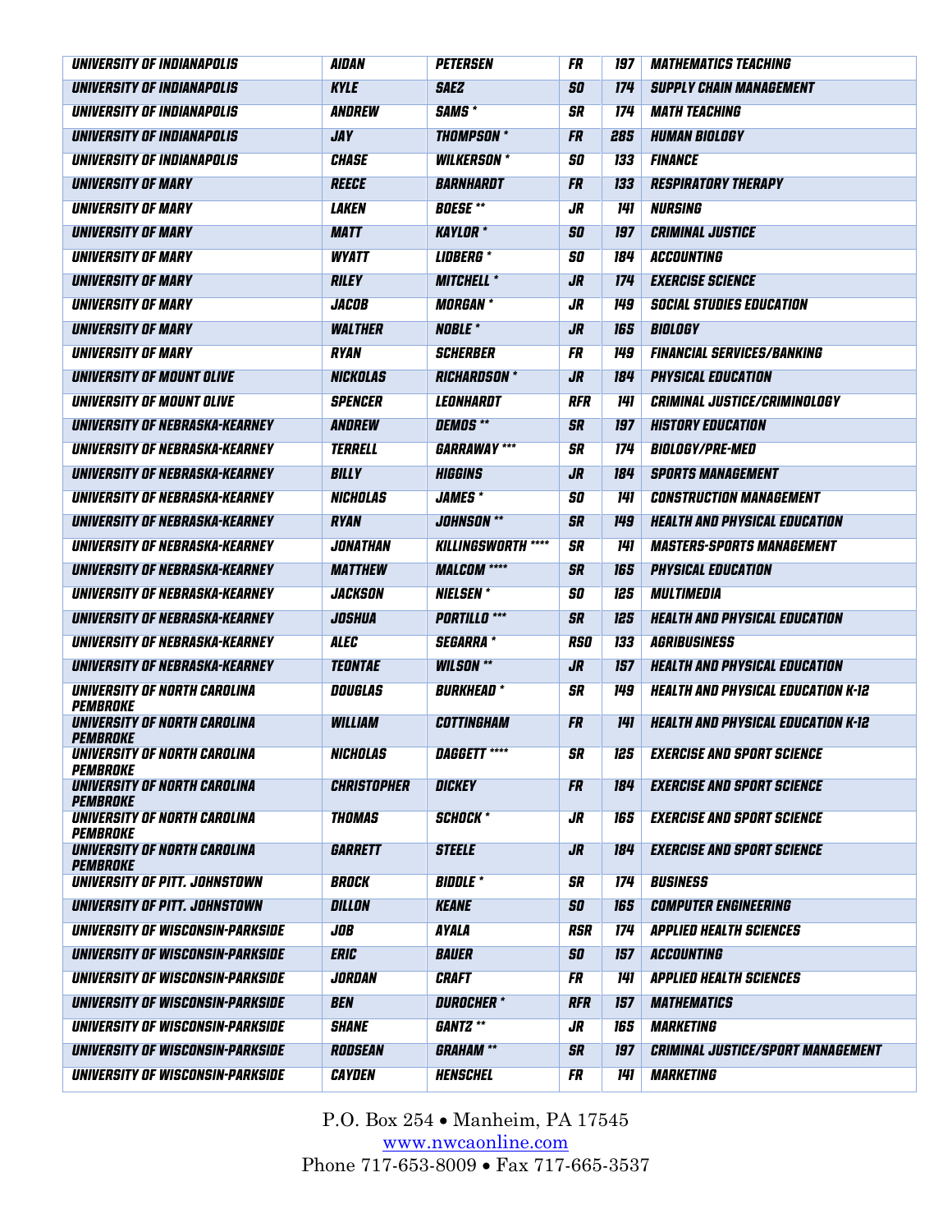| UNIVERSITY OF INDIANAPOLIS | AIDAN | PETERSEN | FR | 197 | MATHEMATICS TEACHING |
|---|---|---|---|---|---|
| UNIVERSITY OF INDIANAPOLIS | KYLE | SAEZ | SO | 174 | SUPPLY CHAIN MANAGEMENT |
| UNIVERSITY OF INDIANAPOLIS | ANDREW | SAMS * | SR | 174 | MATH TEACHING |
| UNIVERSITY OF INDIANAPOLIS | JAY | THOMPSON * | FR | 285 | HUMAN BIOLOGY |
| UNIVERSITY OF INDIANAPOLIS | CHASE | WILKERSON * | SO | 133 | FINANCE |
| UNIVERSITY OF MARY | REECE | BARNHARDT | FR | 133 | RESPIRATORY THERAPY |
| UNIVERSITY OF MARY | LAKEN | BOESE ** | JR | 141 | NURSING |
| UNIVERSITY OF MARY | MATT | KAYLOR * | SO | 197 | CRIMINAL JUSTICE |
| UNIVERSITY OF MARY | WYATT | LIDBERG * | SO | 184 | ACCOUNTING |
| UNIVERSITY OF MARY | RILEY | MITCHELL * | JR | 174 | EXERCISE SCIENCE |
| UNIVERSITY OF MARY | JACOB | MORGAN * | JR | 149 | SOCIAL STUDIES EDUCATION |
| UNIVERSITY OF MARY | WALTHER | NOBLE * | JR | 165 | BIOLOGY |
| UNIVERSITY OF MARY | RYAN | SCHERBER | FR | 149 | FINANCIAL SERVICES/BANKING |
| UNIVERSITY OF MOUNT OLIVE | NICKOLAS | RICHARDSON * | JR | 184 | PHYSICAL EDUCATION |
| UNIVERSITY OF MOUNT OLIVE | SPENCER | LEONHARDT | RFR | 141 | CRIMINAL JUSTICE/CRIMINOLOGY |
| UNIVERSITY OF NEBRASKA-KEARNEY | ANDREW | DEMOS ** | SR | 197 | HISTORY EDUCATION |
| UNIVERSITY OF NEBRASKA-KEARNEY | TERRELL | GARRAWAY *** | SR | 174 | BIOLOGY/PRE-MED |
| UNIVERSITY OF NEBRASKA-KEARNEY | BILLY | HIGGINS | JR | 184 | SPORTS MANAGEMENT |
| UNIVERSITY OF NEBRASKA-KEARNEY | NICHOLAS | JAMES * | SO | 141 | CONSTRUCTION MANAGEMENT |
| UNIVERSITY OF NEBRASKA-KEARNEY | RYAN | JOHNSON ** | SR | 149 | HEALTH AND PHYSICAL EDUCATION |
| UNIVERSITY OF NEBRASKA-KEARNEY | JONATHAN | KILLINGSWORTH **** | SR | 141 | MASTERS-SPORTS MANAGEMENT |
| UNIVERSITY OF NEBRASKA-KEARNEY | MATTHEW | MALCOM **** | SR | 165 | PHYSICAL EDUCATION |
| UNIVERSITY OF NEBRASKA-KEARNEY | JACKSON | NIELSEN * | SO | 125 | MULTIMEDIA |
| UNIVERSITY OF NEBRASKA-KEARNEY | JOSHUA | PORTILLO *** | SR | 125 | HEALTH AND PHYSICAL EDUCATION |
| UNIVERSITY OF NEBRASKA-KEARNEY | ALEC | SEGARRA * | RSO | 133 | AGRIBUSINESS |
| UNIVERSITY OF NEBRASKA-KEARNEY | TEONTAE | WILSON ** | JR | 157 | HEALTH AND PHYSICAL EDUCATION |
| UNIVERSITY OF NORTH CAROLINA PEMBROKE | DOUGLAS | BURKHEAD * | SR | 149 | HEALTH AND PHYSICAL EDUCATION K-12 |
| UNIVERSITY OF NORTH CAROLINA PEMBROKE | WILLIAM | COTTINGHAM | FR | 141 | HEALTH AND PHYSICAL EDUCATION K-12 |
| UNIVERSITY OF NORTH CAROLINA PEMBROKE | NICHOLAS | DAGGETT **** | SR | 125 | EXERCISE AND SPORT SCIENCE |
| UNIVERSITY OF NORTH CAROLINA PEMBROKE | CHRISTOPHER | DICKEY | FR | 184 | EXERCISE AND SPORT SCIENCE |
| UNIVERSITY OF NORTH CAROLINA PEMBROKE | THOMAS | SCHOCK * | JR | 165 | EXERCISE AND SPORT SCIENCE |
| UNIVERSITY OF NORTH CAROLINA PEMBROKE | GARRETT | STEELE | JR | 184 | EXERCISE AND SPORT SCIENCE |
| UNIVERSITY OF PITT. JOHNSTOWN | BROCK | BIDDLE * | SR | 174 | BUSINESS |
| UNIVERSITY OF PITT. JOHNSTOWN | DILLON | KEANE | SO | 165 | COMPUTER ENGINEERING |
| UNIVERSITY OF WISCONSIN-PARKSIDE | JOB | AYALA | RSR | 174 | APPLIED HEALTH SCIENCES |
| UNIVERSITY OF WISCONSIN-PARKSIDE | ERIC | BAUER | SO | 157 | ACCOUNTING |
| UNIVERSITY OF WISCONSIN-PARKSIDE | JORDAN | CRAFT | FR | 141 | APPLIED HEALTH SCIENCES |
| UNIVERSITY OF WISCONSIN-PARKSIDE | BEN | DUROCHER * | RFR | 157 | MATHEMATICS |
| UNIVERSITY OF WISCONSIN-PARKSIDE | SHANE | GANTZ ** | JR | 165 | MARKETING |
| UNIVERSITY OF WISCONSIN-PARKSIDE | RODSEAN | GRAHAM ** | SR | 197 | CRIMINAL JUSTICE/SPORT MANAGEMENT |
| UNIVERSITY OF WISCONSIN-PARKSIDE | CAYDEN | HENSCHEL | FR | 141 | MARKETING |

P.O. Box 254 • Manheim, PA 17545
www.nwcaonline.com
Phone 717-653-8009 • Fax 717-665-3537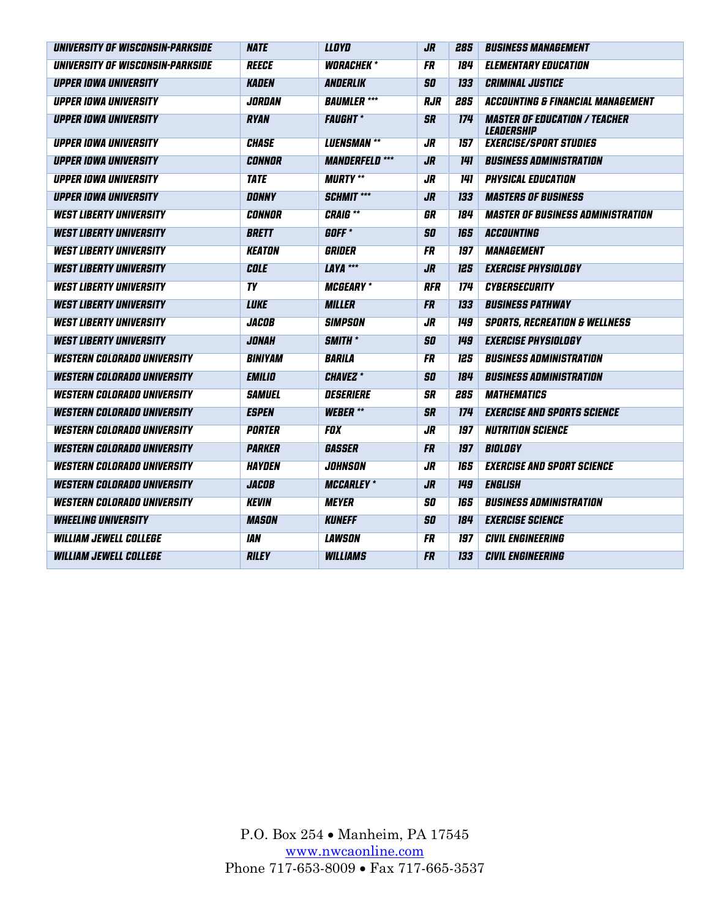| | | | | | |
|---|---|---|---|---|---|
| UNIVERSITY OF WISCONSIN-PARKSIDE | NATE | LLOYD | JR | 285 | BUSINESS MANAGEMENT |
| UNIVERSITY OF WISCONSIN-PARKSIDE | REECE | WORACHEK * | FR | 184 | ELEMENTARY EDUCATION |
| UPPER IOWA UNIVERSITY | KADEN | ANDERLIK | SO | 133 | CRIMINAL JUSTICE |
| UPPER IOWA UNIVERSITY | JORDAN | BAUMLER *** | RJR | 285 | ACCOUNTING & FINANCIAL MANAGEMENT |
| UPPER IOWA UNIVERSITY | RYAN | FAUGHT * | SR | 174 | MASTER OF EDUCATION / TEACHER LEADERSHIP |
| UPPER IOWA UNIVERSITY | CHASE | LUENSMAN ** | JR | 157 | EXERCISE/SPORT STUDIES |
| UPPER IOWA UNIVERSITY | CONNOR | MANDERFELD *** | JR | 141 | BUSINESS ADMINISTRATION |
| UPPER IOWA UNIVERSITY | TATE | MURTY ** | JR | 141 | PHYSICAL EDUCATION |
| UPPER IOWA UNIVERSITY | DONNY | SCHMIT *** | JR | 133 | MASTERS OF BUSINESS |
| WEST LIBERTY UNIVERSITY | CONNOR | CRAIG ** | GR | 184 | MASTER OF BUSINESS ADMINISTRATION |
| WEST LIBERTY UNIVERSITY | BRETT | GOFF * | SO | 165 | ACCOUNTING |
| WEST LIBERTY UNIVERSITY | KEATON | GRIDER | FR | 197 | MANAGEMENT |
| WEST LIBERTY UNIVERSITY | COLE | LAYA *** | JR | 125 | EXERCISE PHYSIOLOGY |
| WEST LIBERTY UNIVERSITY | TY | MCGEARY * | RFR | 174 | CYBERSECURITY |
| WEST LIBERTY UNIVERSITY | LUKE | MILLER | FR | 133 | BUSINESS PATHWAY |
| WEST LIBERTY UNIVERSITY | JACOB | SIMPSON | JR | 149 | SPORTS, RECREATION & WELLNESS |
| WEST LIBERTY UNIVERSITY | JONAH | SMITH * | SO | 149 | EXERCISE PHYSIOLOGY |
| WESTERN COLORADO UNIVERSITY | BINIYAM | BARILA | FR | 125 | BUSINESS ADMINISTRATION |
| WESTERN COLORADO UNIVERSITY | EMILIO | CHAVEZ * | SO | 184 | BUSINESS ADMINISTRATION |
| WESTERN COLORADO UNIVERSITY | SAMUEL | DESERIERE | SR | 285 | MATHEMATICS |
| WESTERN COLORADO UNIVERSITY | ESPEN | WEBER ** | SR | 174 | EXERCISE AND SPORTS SCIENCE |
| WESTERN COLORADO UNIVERSITY | PORTER | FOX | JR | 197 | NUTRITION SCIENCE |
| WESTERN COLORADO UNIVERSITY | PARKER | GASSER | FR | 197 | BIOLOGY |
| WESTERN COLORADO UNIVERSITY | HAYDEN | JOHNSON | JR | 165 | EXERCISE AND SPORT SCIENCE |
| WESTERN COLORADO UNIVERSITY | JACOB | MCCARLEY * | JR | 149 | ENGLISH |
| WESTERN COLORADO UNIVERSITY | KEVIN | MEYER | SO | 165 | BUSINESS ADMINISTRATION |
| WHEELING UNIVERSITY | MASON | KUNEFF | SO | 184 | EXERCISE SCIENCE |
| WILLIAM JEWELL COLLEGE | IAN | LAWSON | FR | 197 | CIVIL ENGINEERING |
| WILLIAM JEWELL COLLEGE | RILEY | WILLIAMS | FR | 133 | CIVIL ENGINEERING |

P.O. Box 254 • Manheim, PA 17545
www.nwcaonline.com
Phone 717-653-8009 • Fax 717-665-3537